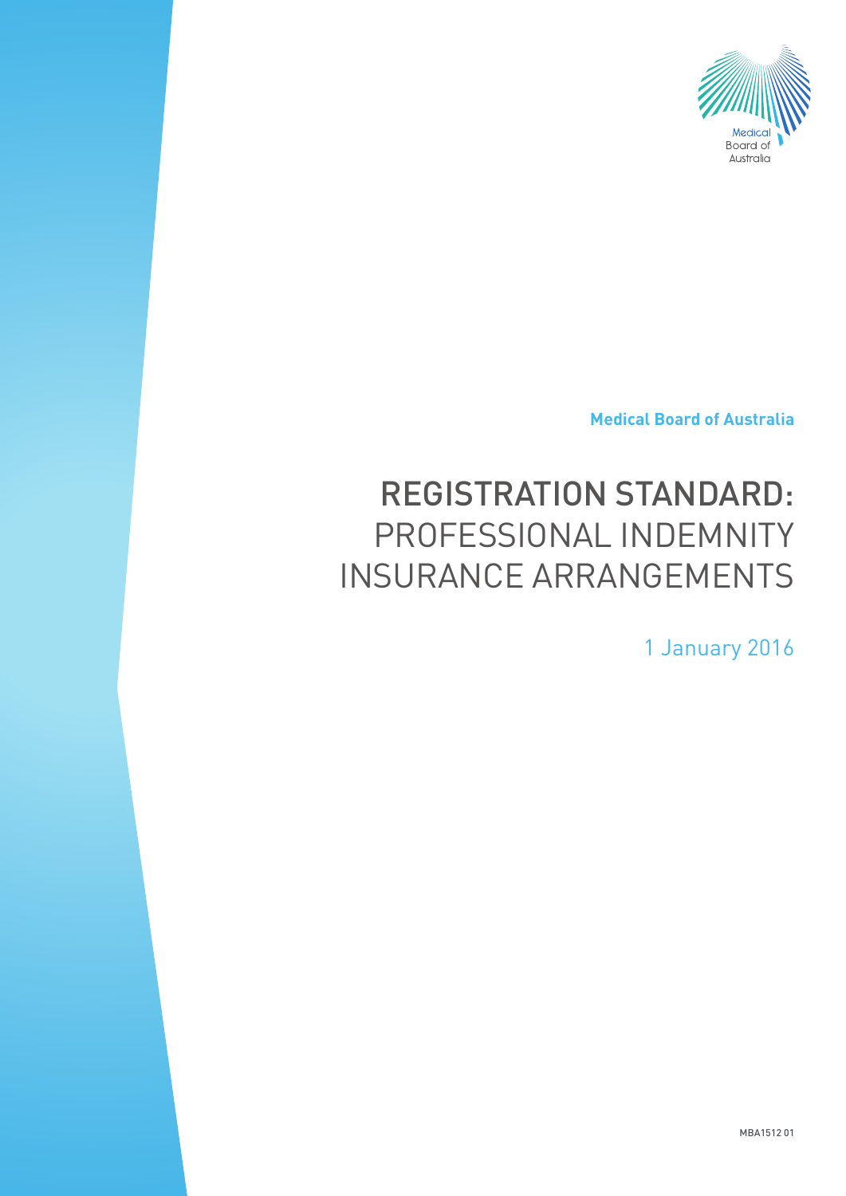Medical Board of Australia

**Medical Board of Australia**

# REGISTRATION STANDARD: PROFESSIONAL INDEMNITY INSURANCE ARRANGEMENTS

1 January 2016

MBA1512 01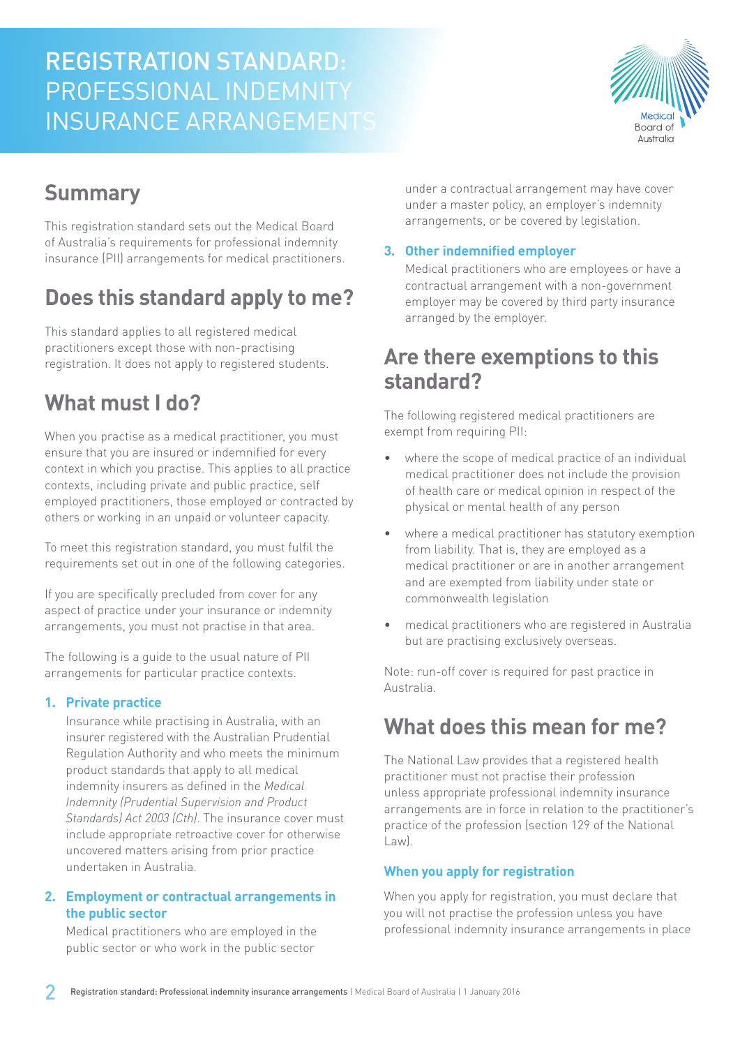# REGISTRATION STANDARD: PROFESSIONAL INDEMNITY INSURANCE ARRANGEMENTS

## Summary

This registration standard sets out the Medical Board of Australia's requirements for professional indemnity insurance (PII) arrangements for medical practitioners.

## Does this standard apply to me?

This standard applies to all registered medical practitioners except those with non-practising registration. It does not apply to registered students.

## What must I do?

When you practise as a medical practitioner, you must ensure that you are insured or indemnified for every context in which you practise. This applies to all practice contexts, including private and public practice, self employed practitioners, those employed or contracted by others or working in an unpaid or volunteer capacity.

To meet this registration standard, you must fulfil the requirements set out in one of the following categories.

If you are specifically precluded from cover for any aspect of practice under your insurance or indemnity arrangements, you must not practise in that area.

The following is a guide to the usual nature of PII arrangements for particular practice contexts.

1. **Private practice**

   Insurance while practising in Australia, with an insurer registered with the Australian Prudential Regulation Authority and who meets the minimum product standards that apply to all medical indemnity insurers as defined in the *Medical Indemnity (Prudential Supervision and Product Standards) Act 2003 (Cth)*. The insurance cover must include appropriate retroactive cover for otherwise uncovered matters arising from prior practice undertaken in Australia.

2. **Employment or contractual arrangements in the public sector**

   Medical practitioners who are employed in the public sector or who work in the public sector under a contractual arrangement may have cover under a master policy, an employer's indemnity arrangements, or be covered by legislation.

3. **Other indemnified employer**

   Medical practitioners who are employees or have a contractual arrangement with a non-government employer may be covered by third party insurance arranged by the employer.

## Are there exemptions to this standard?

The following registered medical practitioners are exempt from requiring PII:

- where the scope of medical practice of an individual medical practitioner does not include the provision of health care or medical opinion in respect of the physical or mental health of any person
- where a medical practitioner has statutory exemption from liability. That is, they are employed as a medical practitioner or are in another arrangement and are exempted from liability under state or commonwealth legislation
- medical practitioners who are registered in Australia but are practising exclusively overseas.

Note: run-off cover is required for past practice in Australia.

## What does this mean for me?

The National Law provides that a registered health practitioner must not practise their profession unless appropriate professional indemnity insurance arrangements are in force in relation to the practitioner's practice of the profession (section 129 of the National Law).

### When you apply for registration

When you apply for registration, you must declare that you will not practise the profession unless you have professional indemnity insurance arrangements in place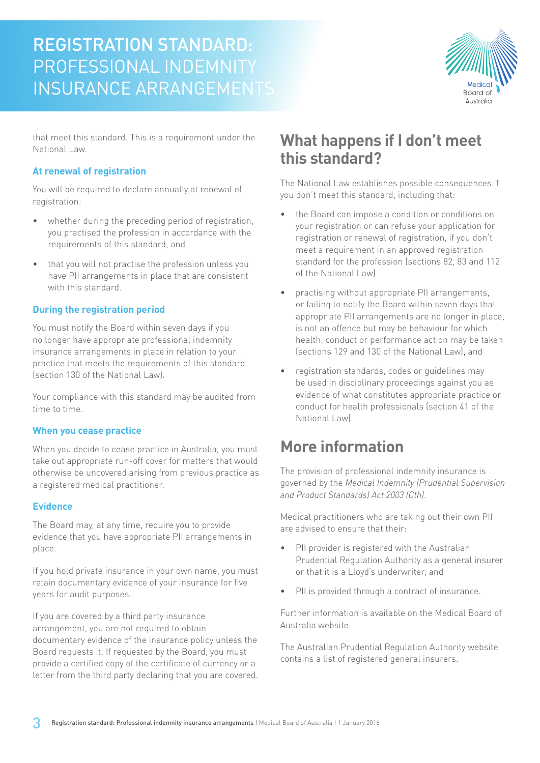that meet this standard. This is a requirement under the National Law.

### At renewal of registration

You will be required to declare annually at renewal of registration:

- whether during the preceding period of registration, you practised the profession in accordance with the requirements of this standard, and
- that you will not practise the profession unless you have PII arrangements in place that are consistent with this standard.

### During the registration period

You must notify the Board within seven days if you no longer have appropriate professional indemnity insurance arrangements in place in relation to your practice that meets the requirements of this standard (section 130 of the National Law).

Your compliance with this standard may be audited from time to time.

### When you cease practice

When you decide to cease practice in Australia, you must take out appropriate run-off cover for matters that would otherwise be uncovered arising from previous practice as a registered medical practitioner.

### Evidence

The Board may, at any time, require you to provide evidence that you have appropriate PII arrangements in place.

If you hold private insurance in your own name, you must retain documentary evidence of your insurance for five years for audit purposes.

If you are covered by a third party insurance arrangement, you are not required to obtain documentary evidence of the insurance policy unless the Board requests it. If requested by the Board, you must provide a certified copy of the certificate of currency or a letter from the third party declaring that you are covered.

## What happens if I don't meet this standard?

The National Law establishes possible consequences if you don't meet this standard, including that:

- the Board can impose a condition or conditions on your registration or can refuse your application for registration or renewal of registration, if you don't meet a requirement in an approved registration standard for the profession (sections 82, 83 and 112 of the National Law)
- practising without appropriate PII arrangements, or failing to notify the Board within seven days that appropriate PII arrangements are no longer in place, is not an offence but may be behaviour for which health, conduct or performance action may be taken (sections 129 and 130 of the National Law), and
- registration standards, codes or guidelines may be used in disciplinary proceedings against you as evidence of what constitutes appropriate practice or conduct for health professionals (section 41 of the National Law).

## More information

The provision of professional indemnity insurance is governed by the *Medical Indemnity (Prudential Supervision and Product Standards) Act 2003 (Cth).*

Medical practitioners who are taking out their own PII are advised to ensure that their:

- PII provider is registered with the Australian Prudential Regulation Authority as a general insurer or that it is a Lloyd's underwriter, and
- PII is provided through a contract of insurance.

Further information is available on the Medical Board of Australia website.

The Australian Prudential Regulation Authority website contains a list of registered general insurers.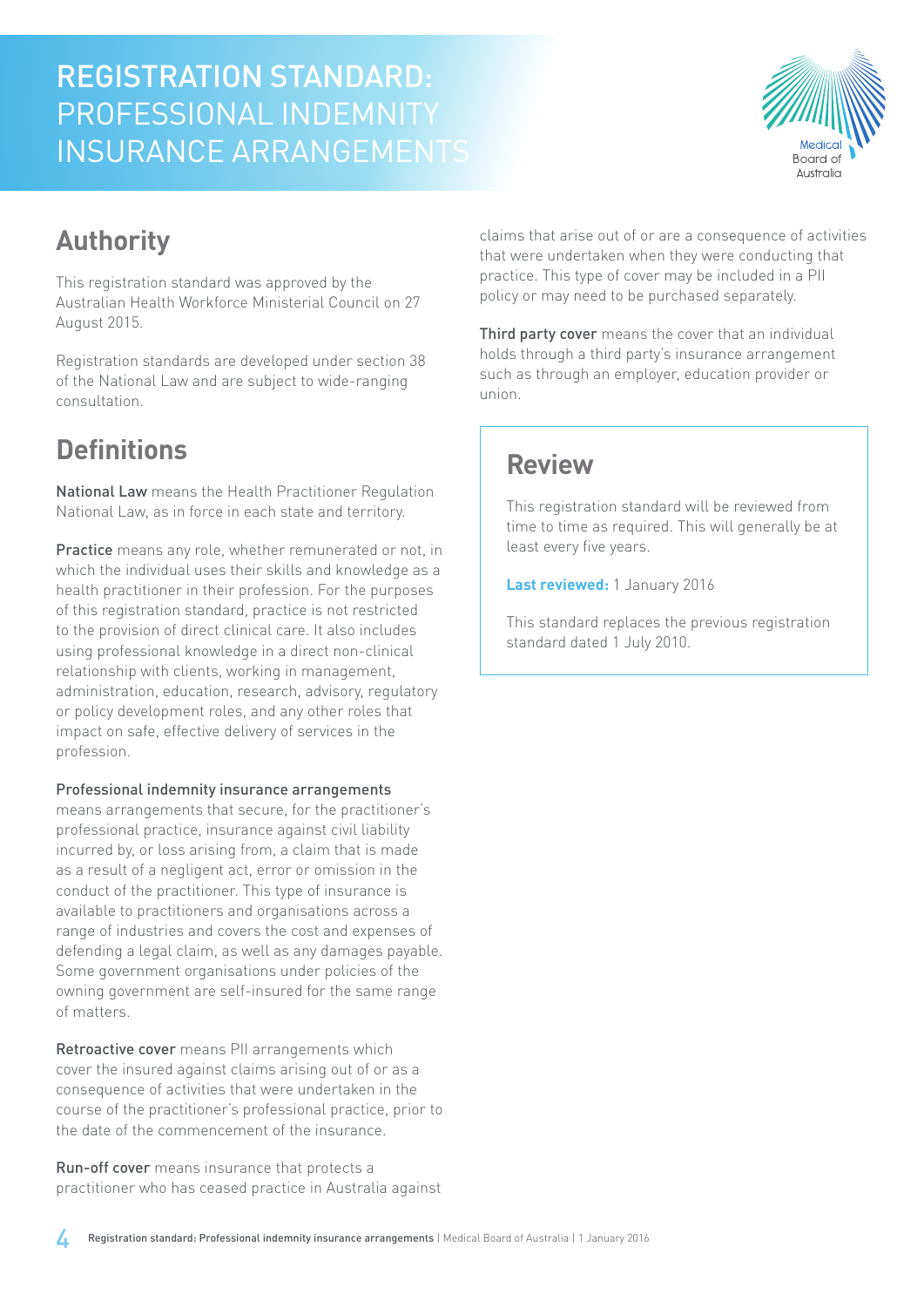# REGISTRATION STANDARD: PROFESSIONAL INDEMNITY INSURANCE ARRANGEMENTS

## Authority

This registration standard was approved by the Australian Health Workforce Ministerial Council on 27 August 2015.

Registration standards are developed under section 38 of the National Law and are subject to wide-ranging consultation.

## Definitions

**National Law** means the Health Practitioner Regulation National Law, as in force in each state and territory.

**Practice** means any role, whether remunerated or not, in which the individual uses their skills and knowledge as a health practitioner in their profession. For the purposes of this registration standard, practice is not restricted to the provision of direct clinical care. It also includes using professional knowledge in a direct non-clinical relationship with clients, working in management, administration, education, research, advisory, regulatory or policy development roles, and any other roles that impact on safe, effective delivery of services in the profession.

**Professional indemnity insurance arrangements** means arrangements that secure, for the practitioner's professional practice, insurance against civil liability incurred by, or loss arising from, a claim that is made as a result of a negligent act, error or omission in the conduct of the practitioner. This type of insurance is available to practitioners and organisations across a range of industries and covers the cost and expenses of defending a legal claim, as well as any damages payable. Some government organisations under policies of the owning government are self-insured for the same range of matters.

**Retroactive cover** means PII arrangements which cover the insured against claims arising out of or as a consequence of activities that were undertaken in the course of the practitioner's professional practice, prior to the date of the commencement of the insurance.

**Run-off cover** means insurance that protects a practitioner who has ceased practice in Australia against claims that arise out of or are a consequence of activities that were undertaken when they were conducting that practice. This type of cover may be included in a PII policy or may need to be purchased separately.

**Third party cover** means the cover that an individual holds through a third party's insurance arrangement such as through an employer, education provider or union.

## Review

This registration standard will be reviewed from time to time as required. This will generally be at least every five years.

**Last reviewed:** 1 January 2016

This standard replaces the previous registration standard dated 1 July 2010.